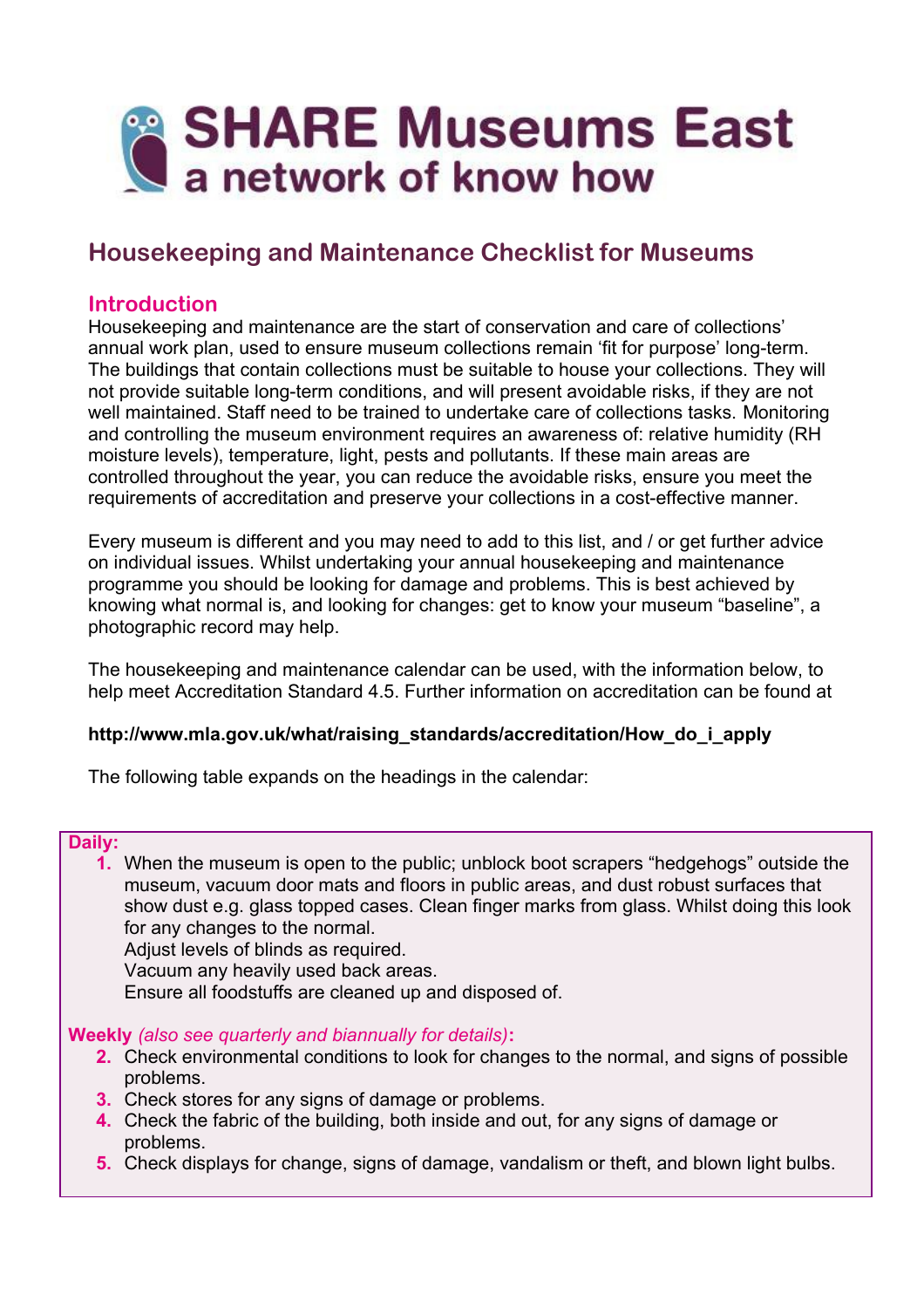# SHARE Museums East
**a network of know how**

## Housekeeping and Maintenance Checklist for Museums

### Introduction

Housekeeping and maintenance are the start of conservation and care of collections' annual work plan, used to ensure museum collections remain 'fit for purpose' long-term. The buildings that contain collections must be suitable to house your collections. They will not provide suitable long-term conditions, and will present avoidable risks, if they are not well maintained. Staff need to be trained to undertake care of collections tasks. Monitoring and controlling the museum environment requires an awareness of: relative humidity (RH moisture levels), temperature, light, pests and pollutants. If these main areas are controlled throughout the year, you can reduce the avoidable risks, ensure you meet the requirements of accreditation and preserve your collections in a cost-effective manner.

Every museum is different and you may need to add to this list, and / or get further advice on individual issues. Whilst undertaking your annual housekeeping and maintenance programme you should be looking for damage and problems. This is best achieved by knowing what normal is, and looking for changes: get to know your museum "baseline", a photographic record may help.

The housekeeping and maintenance calendar can be used, with the information below, to help meet Accreditation Standard 4.5. Further information on accreditation can be found at

**http://www.mla.gov.uk/what/raising_standards/accreditation/How_do_i_apply**

The following table expands on the headings in the calendar:

**Daily:**

1. When the museum is open to the public; unblock boot scrapers "hedgehogs" outside the museum, vacuum door mats and floors in public areas, and dust robust surfaces that show dust e.g. glass topped cases. Clean finger marks from glass. Whilst doing this look for any changes to the normal.
   Adjust levels of blinds as required.
   Vacuum any heavily used back areas.
   Ensure all foodstuffs are cleaned up and disposed of.

**Weekly** *(also see quarterly and biannually for details)***:**

2. Check environmental conditions to look for changes to the normal, and signs of possible problems.
3. Check stores for any signs of damage or problems.
4. Check the fabric of the building, both inside and out, for any signs of damage or problems.
5. Check displays for change, signs of damage, vandalism or theft, and blown light bulbs.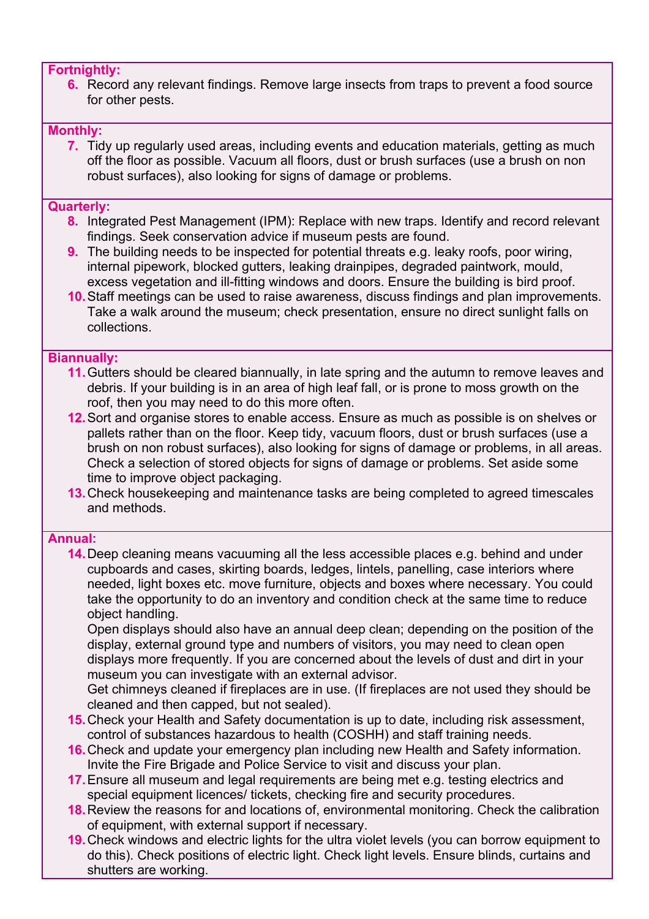**Fortnightly:**

6. Record any relevant findings. Remove large insects from traps to prevent a food source for other pests.

**Monthly:**

7. Tidy up regularly used areas, including events and education materials, getting as much off the floor as possible. Vacuum all floors, dust or brush surfaces (use a brush on non robust surfaces), also looking for signs of damage or problems.

**Quarterly:**

8. Integrated Pest Management (IPM): Replace with new traps. Identify and record relevant findings. Seek conservation advice if museum pests are found.
9. The building needs to be inspected for potential threats e.g. leaky roofs, poor wiring, internal pipework, blocked gutters, leaking drainpipes, degraded paintwork, mould, excess vegetation and ill-fitting windows and doors. Ensure the building is bird proof.
10. Staff meetings can be used to raise awareness, discuss findings and plan improvements. Take a walk around the museum; check presentation, ensure no direct sunlight falls on collections.

**Biannually:**

11. Gutters should be cleared biannually, in late spring and the autumn to remove leaves and debris. If your building is in an area of high leaf fall, or is prone to moss growth on the roof, then you may need to do this more often.
12. Sort and organise stores to enable access. Ensure as much as possible is on shelves or pallets rather than on the floor. Keep tidy, vacuum floors, dust or brush surfaces (use a brush on non robust surfaces), also looking for signs of damage or problems, in all areas. Check a selection of stored objects for signs of damage or problems. Set aside some time to improve object packaging.
13. Check housekeeping and maintenance tasks are being completed to agreed timescales and methods.

**Annual:**

14. Deep cleaning means vacuuming all the less accessible places e.g. behind and under cupboards and cases, skirting boards, ledges, lintels, panelling, case interiors where needed, light boxes etc. move furniture, objects and boxes where necessary. You could take the opportunity to do an inventory and condition check at the same time to reduce object handling.
    Open displays should also have an annual deep clean; depending on the position of the display, external ground type and numbers of visitors, you may need to clean open displays more frequently. If you are concerned about the levels of dust and dirt in your museum you can investigate with an external advisor.
    Get chimneys cleaned if fireplaces are in use. (If fireplaces are not used they should be cleaned and then capped, but not sealed).
15. Check your Health and Safety documentation is up to date, including risk assessment, control of substances hazardous to health (COSHH) and staff training needs.
16. Check and update your emergency plan including new Health and Safety information. Invite the Fire Brigade and Police Service to visit and discuss your plan.
17. Ensure all museum and legal requirements are being met e.g. testing electrics and special equipment licences/ tickets, checking fire and security procedures.
18. Review the reasons for and locations of, environmental monitoring. Check the calibration of equipment, with external support if necessary.
19. Check windows and electric lights for the ultra violet levels (you can borrow equipment to do this). Check positions of electric light. Check light levels. Ensure blinds, curtains and shutters are working.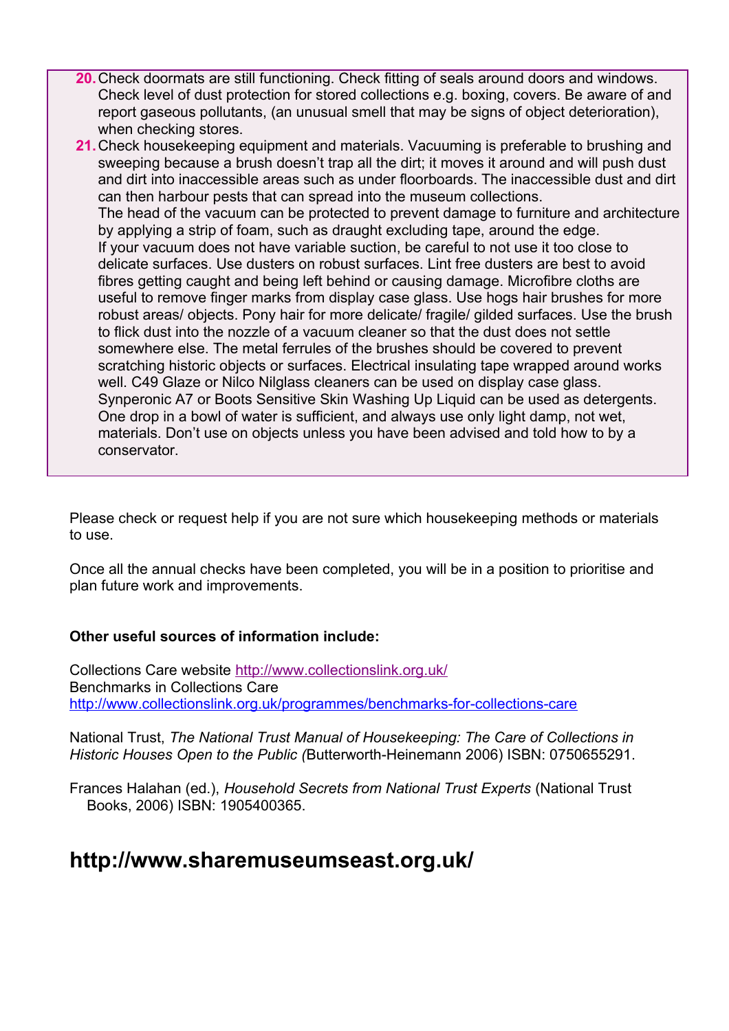20. Check doormats are still functioning. Check fitting of seals around doors and windows. Check level of dust protection for stored collections e.g. boxing, covers. Be aware of and report gaseous pollutants, (an unusual smell that may be signs of object deterioration), when checking stores.
21. Check housekeeping equipment and materials. Vacuuming is preferable to brushing and sweeping because a brush doesn't trap all the dirt; it moves it around and will push dust and dirt into inaccessible areas such as under floorboards. The inaccessible dust and dirt can then harbour pests that can spread into the museum collections.
 The head of the vacuum can be protected to prevent damage to furniture and architecture by applying a strip of foam, such as draught excluding tape, around the edge.
 If your vacuum does not have variable suction, be careful to not use it too close to delicate surfaces. Use dusters on robust surfaces. Lint free dusters are best to avoid fibres getting caught and being left behind or causing damage. Microfibre cloths are useful to remove finger marks from display case glass. Use hogs hair brushes for more robust areas/ objects. Pony hair for more delicate/ fragile/ gilded surfaces. Use the brush to flick dust into the nozzle of a vacuum cleaner so that the dust does not settle somewhere else. The metal ferrules of the brushes should be covered to prevent scratching historic objects or surfaces. Electrical insulating tape wrapped around works well. C49 Glaze or Nilco Nilglass cleaners can be used on display case glass. Synperonic A7 or Boots Sensitive Skin Washing Up Liquid can be used as detergents. One drop in a bowl of water is sufficient, and always use only light damp, not wet, materials. Don't use on objects unless you have been advised and told how to by a conservator.

Please check or request help if you are not sure which housekeeping methods or materials to use.

Once all the annual checks have been completed, you will be in a position to prioritise and plan future work and improvements.

**Other useful sources of information include:**

Collections Care website http://www.collectionslink.org.uk/
Benchmarks in Collections Care
http://www.collectionslink.org.uk/programmes/benchmarks-for-collections-care

National Trust, *The National Trust Manual of Housekeeping: The Care of Collections in Historic Houses Open to the Public (*Butterworth-Heinemann 2006) ISBN: 0750655291.

Frances Halahan (ed.), *Household Secrets from National Trust Experts* (National Trust Books, 2006) ISBN: 1905400365.

## http://www.sharemuseumseast.org.uk/